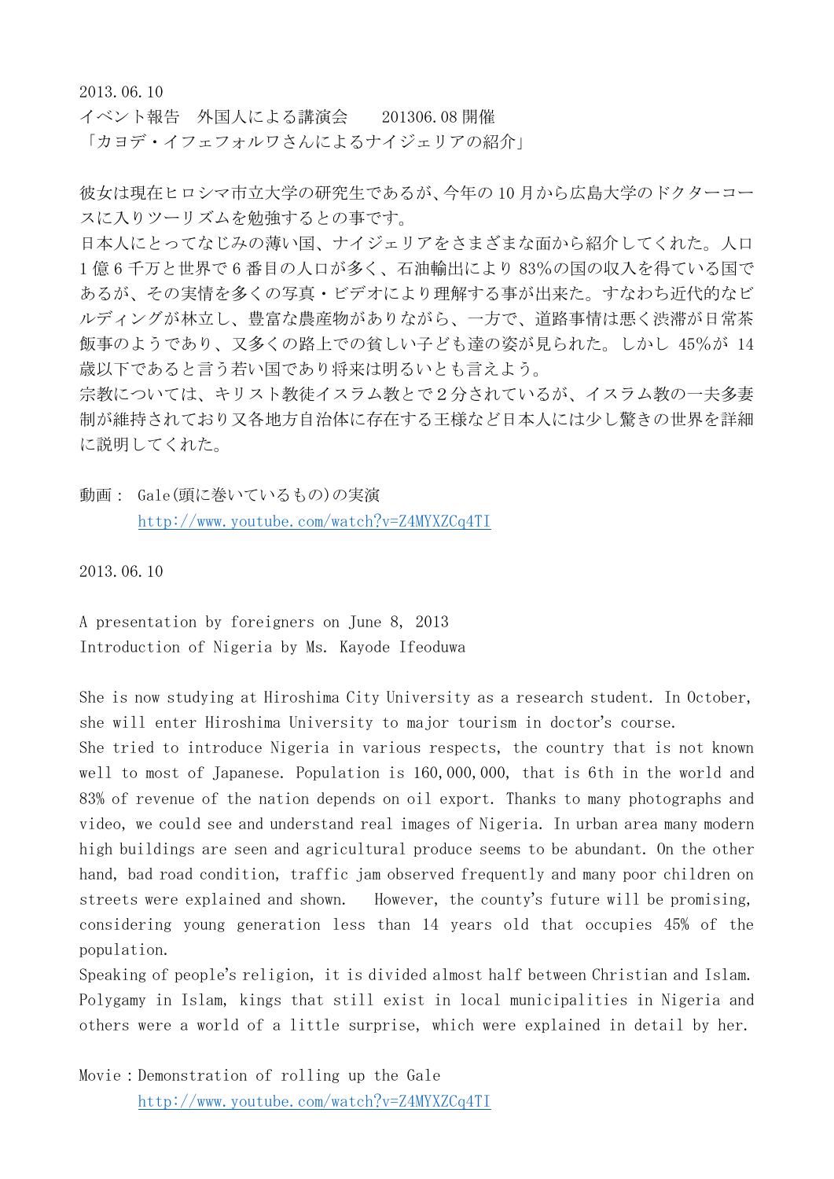2013.06.10

イベント報告　外国人による講演会　　201306.08 開催

「カヨデ・イフェフォルワさんによるナイジェリアの紹介」

彼女は現在ヒロシマ市立大学の研究生であるが、今年の 10 月から広島大学のドクターコースに入りツーリズムを勉強するとの事です。

日本人にとってなじみの薄い国、ナイジェリアをさまざまな面から紹介してくれた。人口 1 億 6 千万と世界で 6 番目の人口が多く、石油輸出により 83%の国の収入を得ている国であるが、その実情を多くの写真・ビデオにより理解する事が出来た。すなわち近代的なビルディングが林立し、豊富な農産物がありながら、一方で、道路事情は悪く渋滞が日常茶飯事のようであり、又多くの路上での貧しい子ども達の姿が見られた。しかし 45%が 14 歳以下であると言う若い国であり将来は明るいとも言えよう。

宗教については、キリスト教徒イスラム教とで２分されているが、イスラム教の一夫多妻制が維持されており又各地方自治体に存在する王様など日本人には少し驚きの世界を詳細に説明してくれた。

動画：　Gale(頭に巻いているもの)の実演

http://www.youtube.com/watch?v=Z4MYXZCq4TI

2013.06.10

A presentation by foreigners on June 8, 2013

Introduction of Nigeria by Ms. Kayode Ifeoduwa

She is now studying at Hiroshima City University as a research student. In October, she will enter Hiroshima University to major tourism in doctor's course.

She tried to introduce Nigeria in various respects, the country that is not known well to most of Japanese. Population is 160,000,000, that is 6th in the world and 83% of revenue of the nation depends on oil export. Thanks to many photographs and video, we could see and understand real images of Nigeria. In urban area many modern high buildings are seen and agricultural produce seems to be abundant. On the other hand, bad road condition, traffic jam observed frequently and many poor children on streets were explained and shown. However, the county's future will be promising, considering young generation less than 14 years old that occupies 45% of the population.

Speaking of people's religion, it is divided almost half between Christian and Islam. Polygamy in Islam, kings that still exist in local municipalities in Nigeria and others were a world of a little surprise, which were explained in detail by her.

Movie：Demonstration of rolling up the Gale

http://www.youtube.com/watch?v=Z4MYXZCq4TI